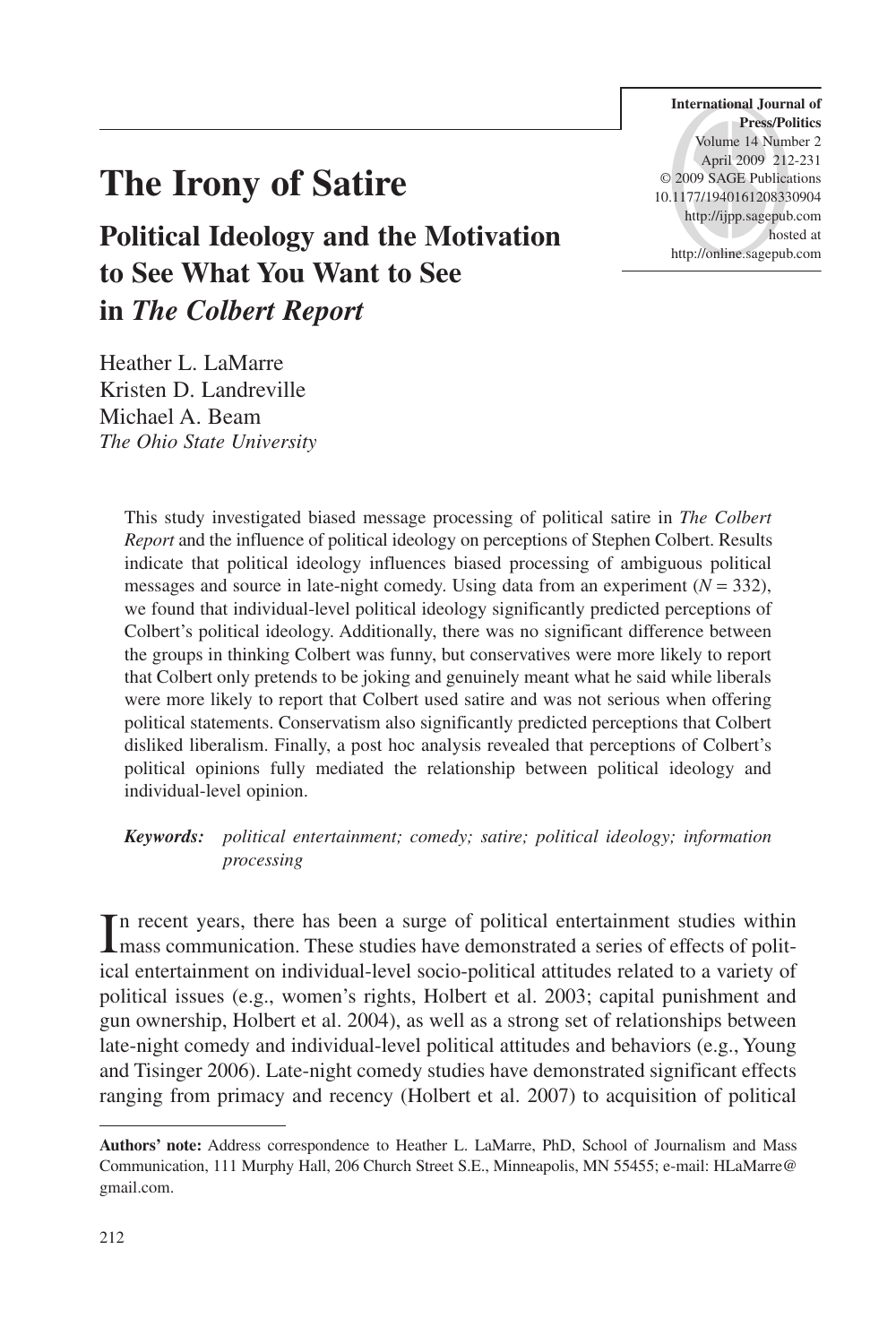International Journal of Press/Politics
Volume 14 Number 2
April 2009 212-231
© 2009 SAGE Publications
10.1177/1940161208330904
http://ijpp.sagepub.com
hosted at
http://online.sagepub.com

# The Irony of Satire

## Political Ideology and the Motivation to See What You Want to See in *The Colbert Report*

Heather L. LaMarre
Kristen D. Landreville
Michael A. Beam
*The Ohio State University*

This study investigated biased message processing of political satire in *The Colbert Report* and the influence of political ideology on perceptions of Stephen Colbert. Results indicate that political ideology influences biased processing of ambiguous political messages and source in late-night comedy. Using data from an experiment ($N = 332$), we found that individual-level political ideology significantly predicted perceptions of Colbert's political ideology. Additionally, there was no significant difference between the groups in thinking Colbert was funny, but conservatives were more likely to report that Colbert only pretends to be joking and genuinely meant what he said while liberals were more likely to report that Colbert used satire and was not serious when offering political statements. Conservatism also significantly predicted perceptions that Colbert disliked liberalism. Finally, a post hoc analysis revealed that perceptions of Colbert's political opinions fully mediated the relationship between political ideology and individual-level opinion.

***Keywords:*** *political entertainment; comedy; satire; political ideology; information processing*

In recent years, there has been a surge of political entertainment studies within mass communication. These studies have demonstrated a series of effects of political entertainment on individual-level socio-political attitudes related to a variety of political issues (e.g., women's rights, Holbert et al. 2003; capital punishment and gun ownership, Holbert et al. 2004), as well as a strong set of relationships between late-night comedy and individual-level political attitudes and behaviors (e.g., Young and Tisinger 2006). Late-night comedy studies have demonstrated significant effects ranging from primacy and recency (Holbert et al. 2007) to acquisition of political

---

**Authors' note:** Address correspondence to Heather L. LaMarre, PhD, School of Journalism and Mass Communication, 111 Murphy Hall, 206 Church Street S.E., Minneapolis, MN 55455; e-mail: HLaMarre@gmail.com.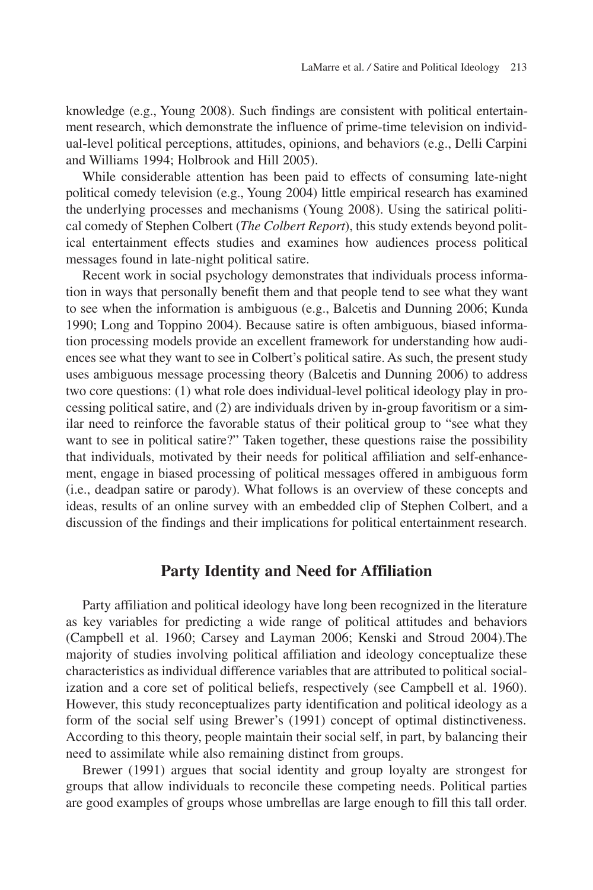knowledge (e.g., Young 2008). Such findings are consistent with political entertainment research, which demonstrate the influence of prime-time television on individual-level political perceptions, attitudes, opinions, and behaviors (e.g., Delli Carpini and Williams 1994; Holbrook and Hill 2005).

While considerable attention has been paid to effects of consuming late-night political comedy television (e.g., Young 2004) little empirical research has examined the underlying processes and mechanisms (Young 2008). Using the satirical political comedy of Stephen Colbert (*The Colbert Report*), this study extends beyond political entertainment effects studies and examines how audiences process political messages found in late-night political satire.

Recent work in social psychology demonstrates that individuals process information in ways that personally benefit them and that people tend to see what they want to see when the information is ambiguous (e.g., Balcetis and Dunning 2006; Kunda 1990; Long and Toppino 2004). Because satire is often ambiguous, biased information processing models provide an excellent framework for understanding how audiences see what they want to see in Colbert's political satire. As such, the present study uses ambiguous message processing theory (Balcetis and Dunning 2006) to address two core questions: (1) what role does individual-level political ideology play in processing political satire, and (2) are individuals driven by in-group favoritism or a similar need to reinforce the favorable status of their political group to "see what they want to see in political satire?" Taken together, these questions raise the possibility that individuals, motivated by their needs for political affiliation and self-enhancement, engage in biased processing of political messages offered in ambiguous form (i.e., deadpan satire or parody). What follows is an overview of these concepts and ideas, results of an online survey with an embedded clip of Stephen Colbert, and a discussion of the findings and their implications for political entertainment research.

## Party Identity and Need for Affiliation

Party affiliation and political ideology have long been recognized in the literature as key variables for predicting a wide range of political attitudes and behaviors (Campbell et al. 1960; Carsey and Layman 2006; Kenski and Stroud 2004).The majority of studies involving political affiliation and ideology conceptualize these characteristics as individual difference variables that are attributed to political socialization and a core set of political beliefs, respectively (see Campbell et al. 1960). However, this study reconceptualizes party identification and political ideology as a form of the social self using Brewer's (1991) concept of optimal distinctiveness. According to this theory, people maintain their social self, in part, by balancing their need to assimilate while also remaining distinct from groups.

Brewer (1991) argues that social identity and group loyalty are strongest for groups that allow individuals to reconcile these competing needs. Political parties are good examples of groups whose umbrellas are large enough to fill this tall order.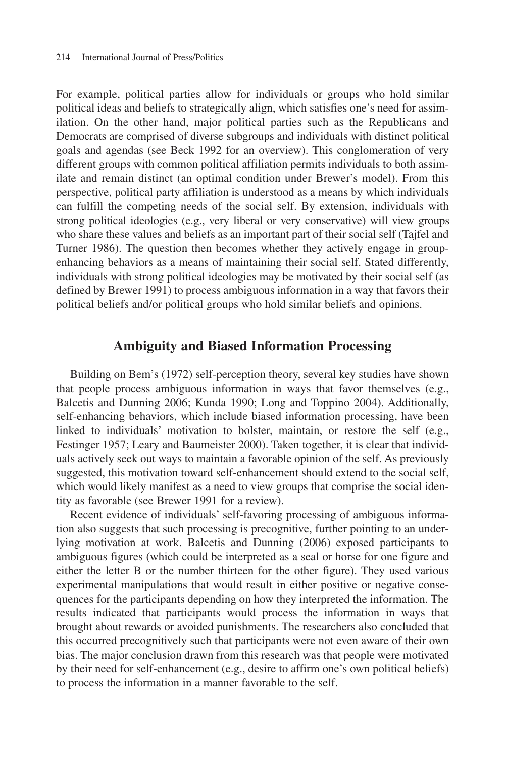For example, political parties allow for individuals or groups who hold similar political ideas and beliefs to strategically align, which satisfies one's need for assimilation. On the other hand, major political parties such as the Republicans and Democrats are comprised of diverse subgroups and individuals with distinct political goals and agendas (see Beck 1992 for an overview). This conglomeration of very different groups with common political affiliation permits individuals to both assimilate and remain distinct (an optimal condition under Brewer's model). From this perspective, political party affiliation is understood as a means by which individuals can fulfill the competing needs of the social self. By extension, individuals with strong political ideologies (e.g., very liberal or very conservative) will view groups who share these values and beliefs as an important part of their social self (Tajfel and Turner 1986). The question then becomes whether they actively engage in group-enhancing behaviors as a means of maintaining their social self. Stated differently, individuals with strong political ideologies may be motivated by their social self (as defined by Brewer 1991) to process ambiguous information in a way that favors their political beliefs and/or political groups who hold similar beliefs and opinions.

## Ambiguity and Biased Information Processing

Building on Bem's (1972) self-perception theory, several key studies have shown that people process ambiguous information in ways that favor themselves (e.g., Balcetis and Dunning 2006; Kunda 1990; Long and Toppino 2004). Additionally, self-enhancing behaviors, which include biased information processing, have been linked to individuals' motivation to bolster, maintain, or restore the self (e.g., Festinger 1957; Leary and Baumeister 2000). Taken together, it is clear that individuals actively seek out ways to maintain a favorable opinion of the self. As previously suggested, this motivation toward self-enhancement should extend to the social self, which would likely manifest as a need to view groups that comprise the social identity as favorable (see Brewer 1991 for a review).

Recent evidence of individuals' self-favoring processing of ambiguous information also suggests that such processing is precognitive, further pointing to an underlying motivation at work. Balcetis and Dunning (2006) exposed participants to ambiguous figures (which could be interpreted as a seal or horse for one figure and either the letter B or the number thirteen for the other figure). They used various experimental manipulations that would result in either positive or negative consequences for the participants depending on how they interpreted the information. The results indicated that participants would process the information in ways that brought about rewards or avoided punishments. The researchers also concluded that this occurred precognitively such that participants were not even aware of their own bias. The major conclusion drawn from this research was that people were motivated by their need for self-enhancement (e.g., desire to affirm one's own political beliefs) to process the information in a manner favorable to the self.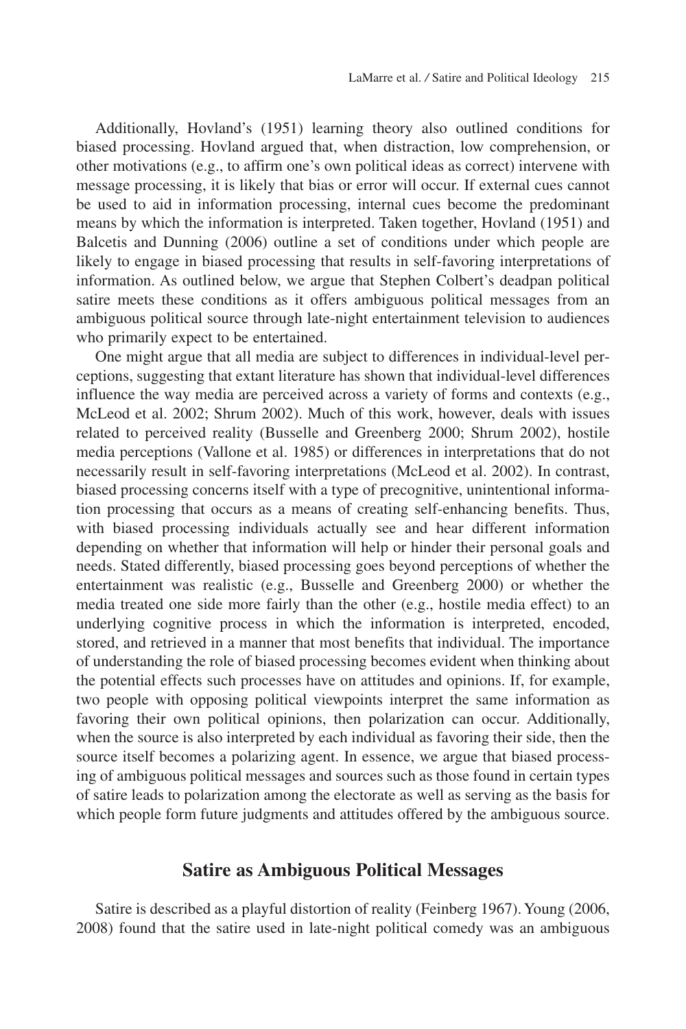Additionally, Hovland's (1951) learning theory also outlined conditions for biased processing. Hovland argued that, when distraction, low comprehension, or other motivations (e.g., to affirm one's own political ideas as correct) intervene with message processing, it is likely that bias or error will occur. If external cues cannot be used to aid in information processing, internal cues become the predominant means by which the information is interpreted. Taken together, Hovland (1951) and Balcetis and Dunning (2006) outline a set of conditions under which people are likely to engage in biased processing that results in self-favoring interpretations of information. As outlined below, we argue that Stephen Colbert's deadpan political satire meets these conditions as it offers ambiguous political messages from an ambiguous political source through late-night entertainment television to audiences who primarily expect to be entertained.

One might argue that all media are subject to differences in individual-level perceptions, suggesting that extant literature has shown that individual-level differences influence the way media are perceived across a variety of forms and contexts (e.g., McLeod et al. 2002; Shrum 2002). Much of this work, however, deals with issues related to perceived reality (Busselle and Greenberg 2000; Shrum 2002), hostile media perceptions (Vallone et al. 1985) or differences in interpretations that do not necessarily result in self-favoring interpretations (McLeod et al. 2002). In contrast, biased processing concerns itself with a type of precognitive, unintentional information processing that occurs as a means of creating self-enhancing benefits. Thus, with biased processing individuals actually see and hear different information depending on whether that information will help or hinder their personal goals and needs. Stated differently, biased processing goes beyond perceptions of whether the entertainment was realistic (e.g., Busselle and Greenberg 2000) or whether the media treated one side more fairly than the other (e.g., hostile media effect) to an underlying cognitive process in which the information is interpreted, encoded, stored, and retrieved in a manner that most benefits that individual. The importance of understanding the role of biased processing becomes evident when thinking about the potential effects such processes have on attitudes and opinions. If, for example, two people with opposing political viewpoints interpret the same information as favoring their own political opinions, then polarization can occur. Additionally, when the source is also interpreted by each individual as favoring their side, then the source itself becomes a polarizing agent. In essence, we argue that biased processing of ambiguous political messages and sources such as those found in certain types of satire leads to polarization among the electorate as well as serving as the basis for which people form future judgments and attitudes offered by the ambiguous source.

## Satire as Ambiguous Political Messages

Satire is described as a playful distortion of reality (Feinberg 1967). Young (2006, 2008) found that the satire used in late-night political comedy was an ambiguous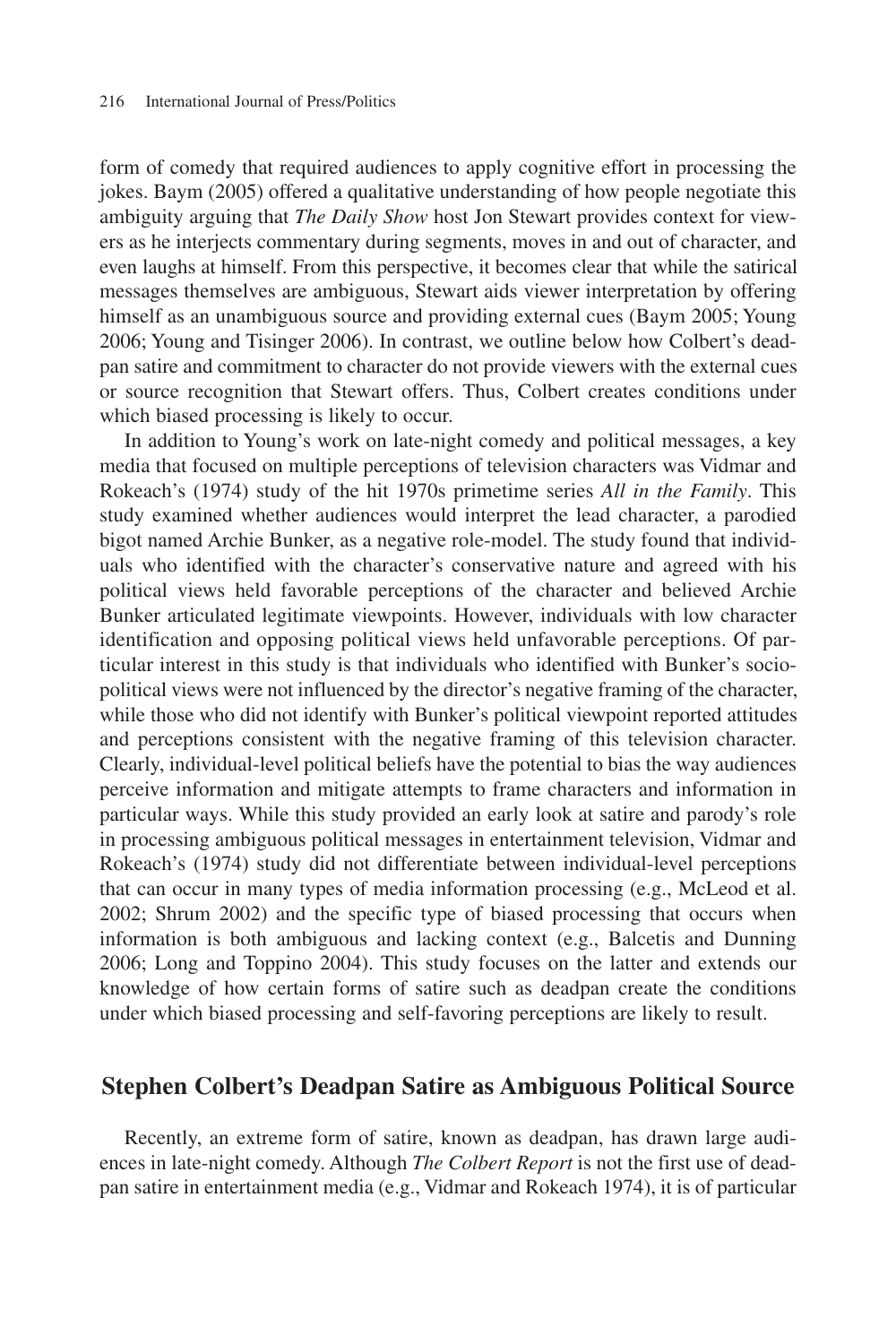form of comedy that required audiences to apply cognitive effort in processing the jokes. Baym (2005) offered a qualitative understanding of how people negotiate this ambiguity arguing that *The Daily Show* host Jon Stewart provides context for viewers as he interjects commentary during segments, moves in and out of character, and even laughs at himself. From this perspective, it becomes clear that while the satirical messages themselves are ambiguous, Stewart aids viewer interpretation by offering himself as an unambiguous source and providing external cues (Baym 2005; Young 2006; Young and Tisinger 2006). In contrast, we outline below how Colbert's deadpan satire and commitment to character do not provide viewers with the external cues or source recognition that Stewart offers. Thus, Colbert creates conditions under which biased processing is likely to occur.

In addition to Young's work on late-night comedy and political messages, a key media that focused on multiple perceptions of television characters was Vidmar and Rokeach's (1974) study of the hit 1970s primetime series *All in the Family*. This study examined whether audiences would interpret the lead character, a parodied bigot named Archie Bunker, as a negative role-model. The study found that individuals who identified with the character's conservative nature and agreed with his political views held favorable perceptions of the character and believed Archie Bunker articulated legitimate viewpoints. However, individuals with low character identification and opposing political views held unfavorable perceptions. Of particular interest in this study is that individuals who identified with Bunker's sociopolitical views were not influenced by the director's negative framing of the character, while those who did not identify with Bunker's political viewpoint reported attitudes and perceptions consistent with the negative framing of this television character. Clearly, individual-level political beliefs have the potential to bias the way audiences perceive information and mitigate attempts to frame characters and information in particular ways. While this study provided an early look at satire and parody's role in processing ambiguous political messages in entertainment television, Vidmar and Rokeach's (1974) study did not differentiate between individual-level perceptions that can occur in many types of media information processing (e.g., McLeod et al. 2002; Shrum 2002) and the specific type of biased processing that occurs when information is both ambiguous and lacking context (e.g., Balcetis and Dunning 2006; Long and Toppino 2004). This study focuses on the latter and extends our knowledge of how certain forms of satire such as deadpan create the conditions under which biased processing and self-favoring perceptions are likely to result.

## Stephen Colbert's Deadpan Satire as Ambiguous Political Source

Recently, an extreme form of satire, known as deadpan, has drawn large audiences in late-night comedy. Although *The Colbert Report* is not the first use of deadpan satire in entertainment media (e.g., Vidmar and Rokeach 1974), it is of particular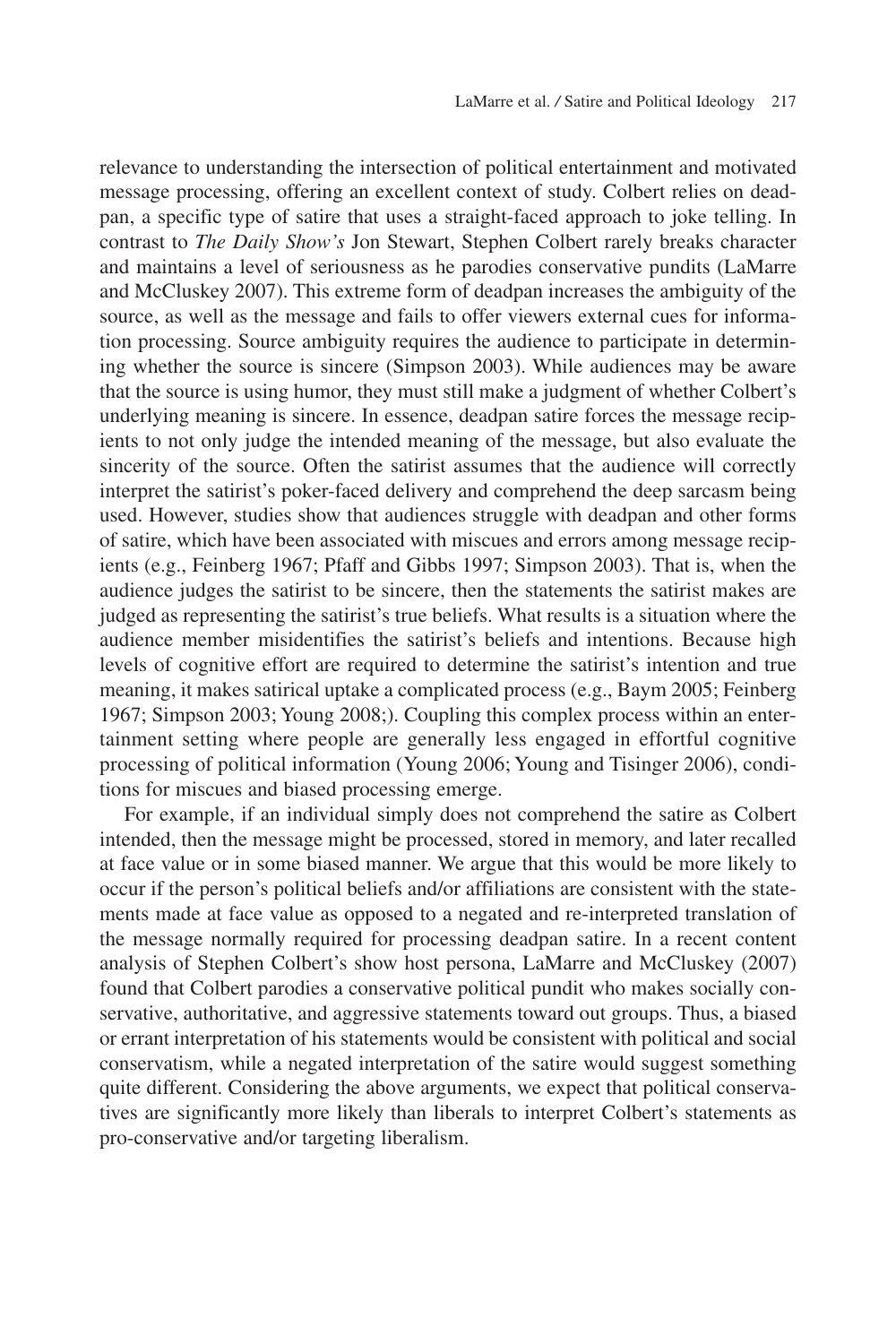relevance to understanding the intersection of political entertainment and motivated message processing, offering an excellent context of study. Colbert relies on deadpan, a specific type of satire that uses a straight-faced approach to joke telling. In contrast to *The Daily Show's* Jon Stewart, Stephen Colbert rarely breaks character and maintains a level of seriousness as he parodies conservative pundits (LaMarre and McCluskey 2007). This extreme form of deadpan increases the ambiguity of the source, as well as the message and fails to offer viewers external cues for information processing. Source ambiguity requires the audience to participate in determining whether the source is sincere (Simpson 2003). While audiences may be aware that the source is using humor, they must still make a judgment of whether Colbert's underlying meaning is sincere. In essence, deadpan satire forces the message recipients to not only judge the intended meaning of the message, but also evaluate the sincerity of the source. Often the satirist assumes that the audience will correctly interpret the satirist's poker-faced delivery and comprehend the deep sarcasm being used. However, studies show that audiences struggle with deadpan and other forms of satire, which have been associated with miscues and errors among message recipients (e.g., Feinberg 1967; Pfaff and Gibbs 1997; Simpson 2003). That is, when the audience judges the satirist to be sincere, then the statements the satirist makes are judged as representing the satirist's true beliefs. What results is a situation where the audience member misidentifies the satirist's beliefs and intentions. Because high levels of cognitive effort are required to determine the satirist's intention and true meaning, it makes satirical uptake a complicated process (e.g., Baym 2005; Feinberg 1967; Simpson 2003; Young 2008;). Coupling this complex process within an entertainment setting where people are generally less engaged in effortful cognitive processing of political information (Young 2006; Young and Tisinger 2006), conditions for miscues and biased processing emerge.

For example, if an individual simply does not comprehend the satire as Colbert intended, then the message might be processed, stored in memory, and later recalled at face value or in some biased manner. We argue that this would be more likely to occur if the person's political beliefs and/or affiliations are consistent with the statements made at face value as opposed to a negated and re-interpreted translation of the message normally required for processing deadpan satire. In a recent content analysis of Stephen Colbert's show host persona, LaMarre and McCluskey (2007) found that Colbert parodies a conservative political pundit who makes socially conservative, authoritative, and aggressive statements toward out groups. Thus, a biased or errant interpretation of his statements would be consistent with political and social conservatism, while a negated interpretation of the satire would suggest something quite different. Considering the above arguments, we expect that political conservatives are significantly more likely than liberals to interpret Colbert's statements as pro-conservative and/or targeting liberalism.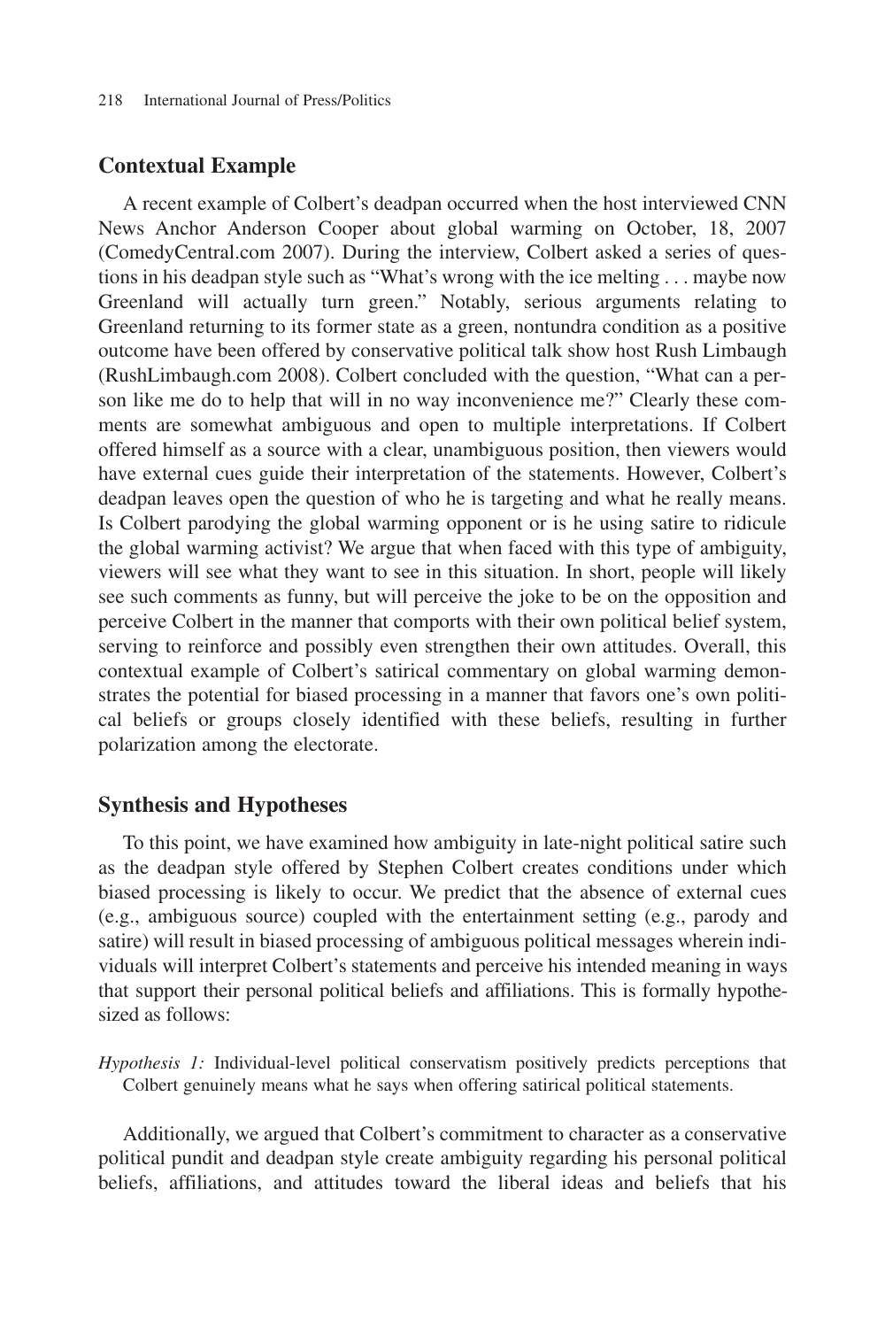## Contextual Example

A recent example of Colbert's deadpan occurred when the host interviewed CNN News Anchor Anderson Cooper about global warming on October, 18, 2007 (ComedyCentral.com 2007). During the interview, Colbert asked a series of questions in his deadpan style such as "What's wrong with the ice melting . . . maybe now Greenland will actually turn green." Notably, serious arguments relating to Greenland returning to its former state as a green, nontundra condition as a positive outcome have been offered by conservative political talk show host Rush Limbaugh (RushLimbaugh.com 2008). Colbert concluded with the question, "What can a person like me do to help that will in no way inconvenience me?" Clearly these comments are somewhat ambiguous and open to multiple interpretations. If Colbert offered himself as a source with a clear, unambiguous position, then viewers would have external cues guide their interpretation of the statements. However, Colbert's deadpan leaves open the question of who he is targeting and what he really means. Is Colbert parodying the global warming opponent or is he using satire to ridicule the global warming activist? We argue that when faced with this type of ambiguity, viewers will see what they want to see in this situation. In short, people will likely see such comments as funny, but will perceive the joke to be on the opposition and perceive Colbert in the manner that comports with their own political belief system, serving to reinforce and possibly even strengthen their own attitudes. Overall, this contextual example of Colbert's satirical commentary on global warming demonstrates the potential for biased processing in a manner that favors one's own political beliefs or groups closely identified with these beliefs, resulting in further polarization among the electorate.

## Synthesis and Hypotheses

To this point, we have examined how ambiguity in late-night political satire such as the deadpan style offered by Stephen Colbert creates conditions under which biased processing is likely to occur. We predict that the absence of external cues (e.g., ambiguous source) coupled with the entertainment setting (e.g., parody and satire) will result in biased processing of ambiguous political messages wherein individuals will interpret Colbert's statements and perceive his intended meaning in ways that support their personal political beliefs and affiliations. This is formally hypothesized as follows:

*Hypothesis 1:* Individual-level political conservatism positively predicts perceptions that Colbert genuinely means what he says when offering satirical political statements.

Additionally, we argued that Colbert's commitment to character as a conservative political pundit and deadpan style create ambiguity regarding his personal political beliefs, affiliations, and attitudes toward the liberal ideas and beliefs that his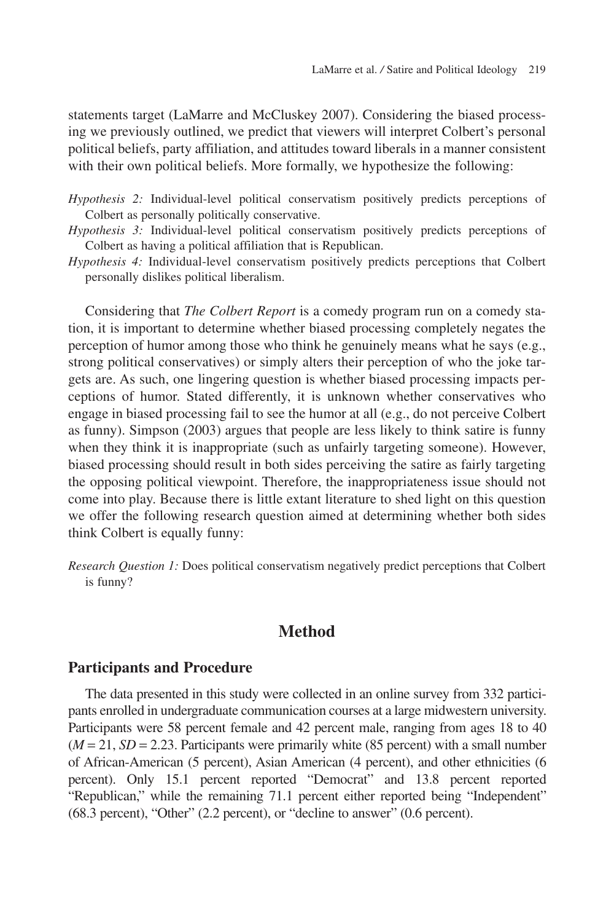statements target (LaMarre and McCluskey 2007). Considering the biased processing we previously outlined, we predict that viewers will interpret Colbert's personal political beliefs, party affiliation, and attitudes toward liberals in a manner consistent with their own political beliefs. More formally, we hypothesize the following:

*Hypothesis 2:* Individual-level political conservatism positively predicts perceptions of Colbert as personally politically conservative.

*Hypothesis 3:* Individual-level political conservatism positively predicts perceptions of Colbert as having a political affiliation that is Republican.

*Hypothesis 4:* Individual-level conservatism positively predicts perceptions that Colbert personally dislikes political liberalism.

Considering that *The Colbert Report* is a comedy program run on a comedy station, it is important to determine whether biased processing completely negates the perception of humor among those who think he genuinely means what he says (e.g., strong political conservatives) or simply alters their perception of who the joke targets are. As such, one lingering question is whether biased processing impacts perceptions of humor. Stated differently, it is unknown whether conservatives who engage in biased processing fail to see the humor at all (e.g., do not perceive Colbert as funny). Simpson (2003) argues that people are less likely to think satire is funny when they think it is inappropriate (such as unfairly targeting someone). However, biased processing should result in both sides perceiving the satire as fairly targeting the opposing political viewpoint. Therefore, the inappropriateness issue should not come into play. Because there is little extant literature to shed light on this question we offer the following research question aimed at determining whether both sides think Colbert is equally funny:

*Research Question 1:* Does political conservatism negatively predict perceptions that Colbert is funny?

## Method

### Participants and Procedure

The data presented in this study were collected in an online survey from 332 participants enrolled in undergraduate communication courses at a large midwestern university. Participants were 58 percent female and 42 percent male, ranging from ages 18 to 40 ($M = 21$, $SD = 2.23$). Participants were primarily white (85 percent) with a small number of African-American (5 percent), Asian American (4 percent), and other ethnicities (6 percent). Only 15.1 percent reported "Democrat" and 13.8 percent reported "Republican," while the remaining 71.1 percent either reported being "Independent" (68.3 percent), "Other" (2.2 percent), or "decline to answer" (0.6 percent).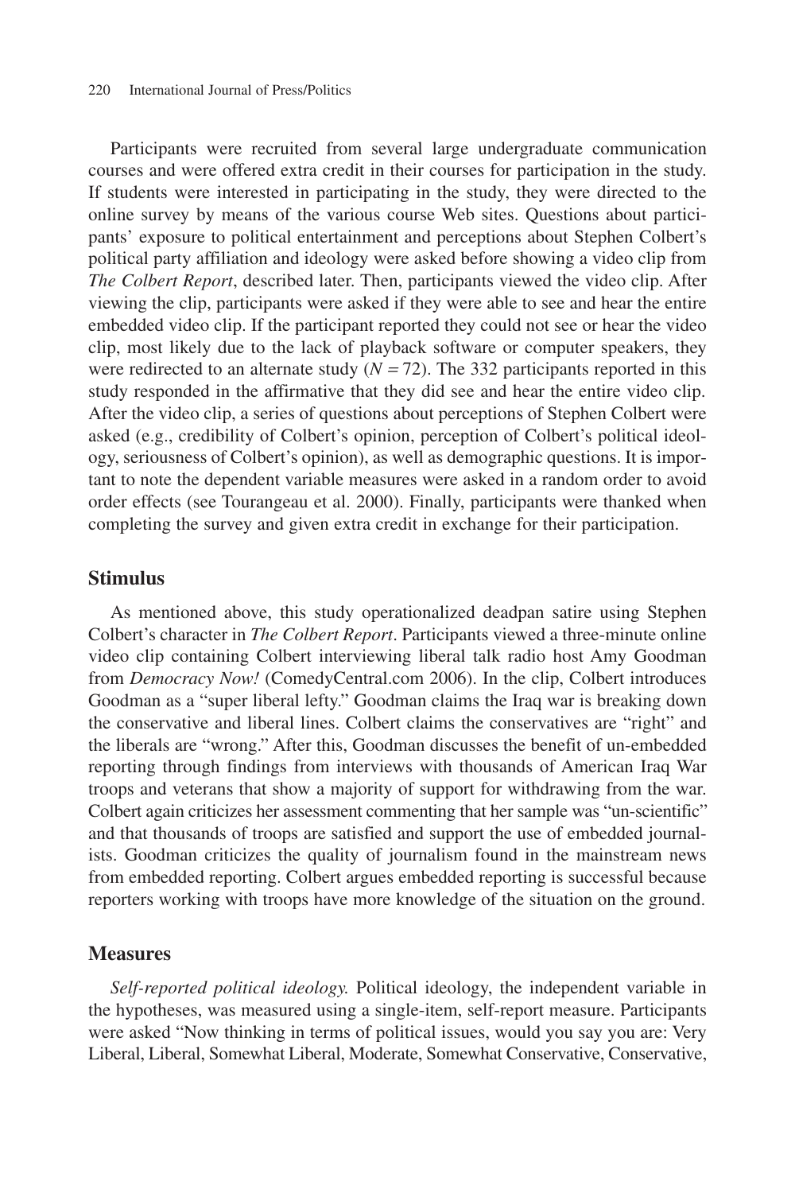Participants were recruited from several large undergraduate communication courses and were offered extra credit in their courses for participation in the study. If students were interested in participating in the study, they were directed to the online survey by means of the various course Web sites. Questions about participants' exposure to political entertainment and perceptions about Stephen Colbert's political party affiliation and ideology were asked before showing a video clip from *The Colbert Report*, described later. Then, participants viewed the video clip. After viewing the clip, participants were asked if they were able to see and hear the entire embedded video clip. If the participant reported they could not see or hear the video clip, most likely due to the lack of playback software or computer speakers, they were redirected to an alternate study ($N = 72$). The 332 participants reported in this study responded in the affirmative that they did see and hear the entire video clip. After the video clip, a series of questions about perceptions of Stephen Colbert were asked (e.g., credibility of Colbert's opinion, perception of Colbert's political ideology, seriousness of Colbert's opinion), as well as demographic questions. It is important to note the dependent variable measures were asked in a random order to avoid order effects (see Tourangeau et al. 2000). Finally, participants were thanked when completing the survey and given extra credit in exchange for their participation.

## Stimulus

As mentioned above, this study operationalized deadpan satire using Stephen Colbert's character in *The Colbert Report*. Participants viewed a three-minute online video clip containing Colbert interviewing liberal talk radio host Amy Goodman from *Democracy Now!* (ComedyCentral.com 2006). In the clip, Colbert introduces Goodman as a "super liberal lefty." Goodman claims the Iraq war is breaking down the conservative and liberal lines. Colbert claims the conservatives are "right" and the liberals are "wrong." After this, Goodman discusses the benefit of un-embedded reporting through findings from interviews with thousands of American Iraq War troops and veterans that show a majority of support for withdrawing from the war. Colbert again criticizes her assessment commenting that her sample was "un-scientific" and that thousands of troops are satisfied and support the use of embedded journalists. Goodman criticizes the quality of journalism found in the mainstream news from embedded reporting. Colbert argues embedded reporting is successful because reporters working with troops have more knowledge of the situation on the ground.

## Measures

*Self-reported political ideology.* Political ideology, the independent variable in the hypotheses, was measured using a single-item, self-report measure. Participants were asked "Now thinking in terms of political issues, would you say you are: Very Liberal, Liberal, Somewhat Liberal, Moderate, Somewhat Conservative, Conservative,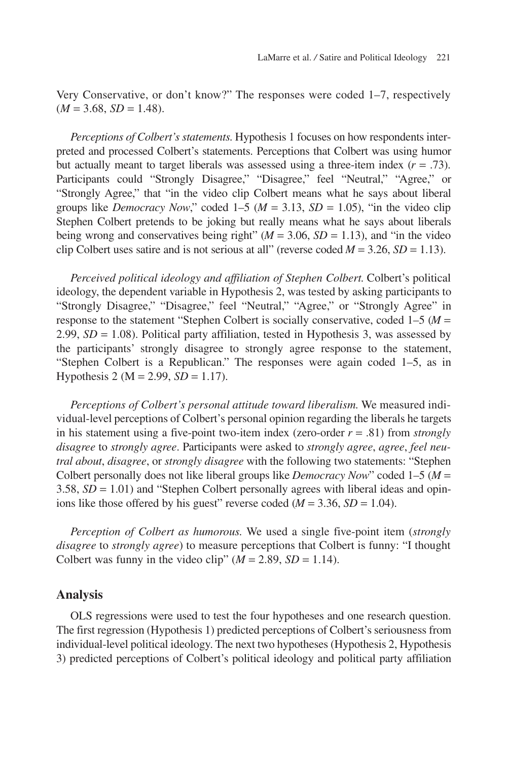Very Conservative, or don't know?" The responses were coded 1–7, respectively ($M = 3.68$, $SD = 1.48$).

*Perceptions of Colbert's statements.* Hypothesis 1 focuses on how respondents interpreted and processed Colbert's statements. Perceptions that Colbert was using humor but actually meant to target liberals was assessed using a three-item index ($r = .73$). Participants could "Strongly Disagree," "Disagree," feel "Neutral," "Agree," or "Strongly Agree," that "in the video clip Colbert means what he says about liberal groups like *Democracy Now*," coded 1–5 ($M = 3.13$, $SD = 1.05$), "in the video clip Stephen Colbert pretends to be joking but really means what he says about liberals being wrong and conservatives being right" ($M = 3.06$, $SD = 1.13$), and "in the video clip Colbert uses satire and is not serious at all" (reverse coded $M = 3.26$, $SD = 1.13$).

*Perceived political ideology and affiliation of Stephen Colbert.* Colbert's political ideology, the dependent variable in Hypothesis 2, was tested by asking participants to "Strongly Disagree," "Disagree," feel "Neutral," "Agree," or "Strongly Agree" in response to the statement "Stephen Colbert is socially conservative, coded 1–5 ($M = 2.99$, $SD = 1.08$). Political party affiliation, tested in Hypothesis 3, was assessed by the participants' strongly disagree to strongly agree response to the statement, "Stephen Colbert is a Republican." The responses were again coded 1–5, as in Hypothesis 2 ($M = 2.99$, $SD = 1.17$).

*Perceptions of Colbert's personal attitude toward liberalism.* We measured individual-level perceptions of Colbert's personal opinion regarding the liberals he targets in his statement using a five-point two-item index (zero-order $r = .81$) from *strongly disagree* to *strongly agree*. Participants were asked to *strongly agree*, *agree*, *feel neutral about*, *disagree*, or *strongly disagree* with the following two statements: "Stephen Colbert personally does not like liberal groups like *Democracy Now*" coded 1–5 ($M = 3.58$, $SD = 1.01$) and "Stephen Colbert personally agrees with liberal ideas and opinions like those offered by his guest" reverse coded ($M = 3.36$, $SD = 1.04$).

*Perception of Colbert as humorous.* We used a single five-point item (*strongly disagree* to *strongly agree*) to measure perceptions that Colbert is funny: "I thought Colbert was funny in the video clip" ($M = 2.89$, $SD = 1.14$).

## Analysis

OLS regressions were used to test the four hypotheses and one research question. The first regression (Hypothesis 1) predicted perceptions of Colbert's seriousness from individual-level political ideology. The next two hypotheses (Hypothesis 2, Hypothesis 3) predicted perceptions of Colbert's political ideology and political party affiliation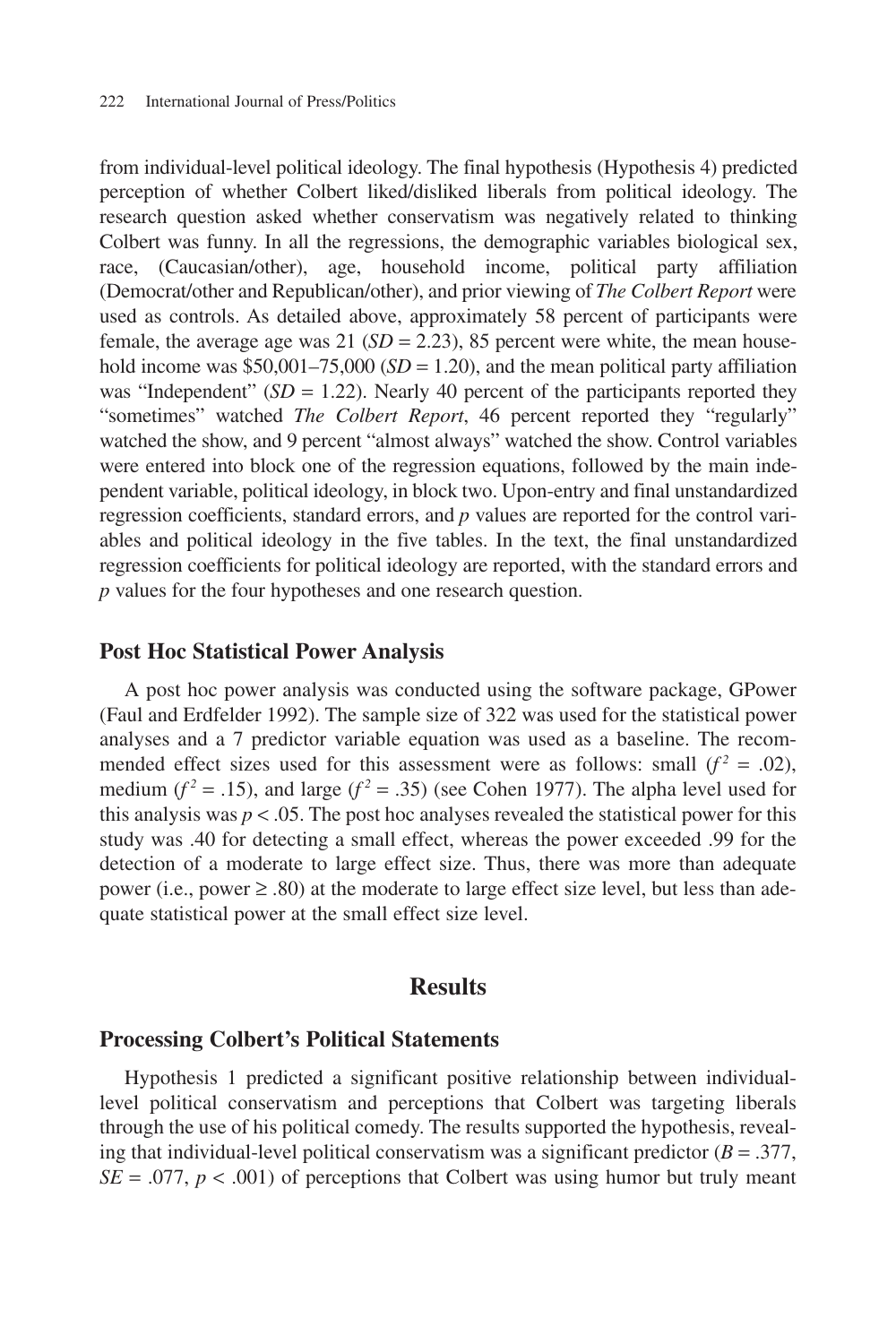from individual-level political ideology. The final hypothesis (Hypothesis 4) predicted perception of whether Colbert liked/disliked liberals from political ideology. The research question asked whether conservatism was negatively related to thinking Colbert was funny. In all the regressions, the demographic variables biological sex, race, (Caucasian/other), age, household income, political party affiliation (Democrat/other and Republican/other), and prior viewing of *The Colbert Report* were used as controls. As detailed above, approximately 58 percent of participants were female, the average age was 21 ($SD = 2.23$), 85 percent were white, the mean household income was \$50,001–75,000 ($SD = 1.20$), and the mean political party affiliation was "Independent" ($SD = 1.22$). Nearly 40 percent of the participants reported they "sometimes" watched *The Colbert Report*, 46 percent reported they "regularly" watched the show, and 9 percent "almost always" watched the show. Control variables were entered into block one of the regression equations, followed by the main independent variable, political ideology, in block two. Upon-entry and final unstandardized regression coefficients, standard errors, and $p$ values are reported for the control variables and political ideology in the five tables. In the text, the final unstandardized regression coefficients for political ideology are reported, with the standard errors and $p$ values for the four hypotheses and one research question.

### Post Hoc Statistical Power Analysis

A post hoc power analysis was conducted using the software package, GPower (Faul and Erdfelder 1992). The sample size of 322 was used for the statistical power analyses and a 7 predictor variable equation was used as a baseline. The recommended effect sizes used for this assessment were as follows: small ($f^2 = .02$), medium ($f^2 = .15$), and large ($f^2 = .35$) (see Cohen 1977). The alpha level used for this analysis was $p < .05$. The post hoc analyses revealed the statistical power for this study was .40 for detecting a small effect, whereas the power exceeded .99 for the detection of a moderate to large effect size. Thus, there was more than adequate power (i.e., power $\geq .80$) at the moderate to large effect size level, but less than adequate statistical power at the small effect size level.

## Results

### Processing Colbert's Political Statements

Hypothesis 1 predicted a significant positive relationship between individual-level political conservatism and perceptions that Colbert was targeting liberals through the use of his political comedy. The results supported the hypothesis, revealing that individual-level political conservatism was a significant predictor ($B = .377$, $SE = .077$, $p < .001$) of perceptions that Colbert was using humor but truly meant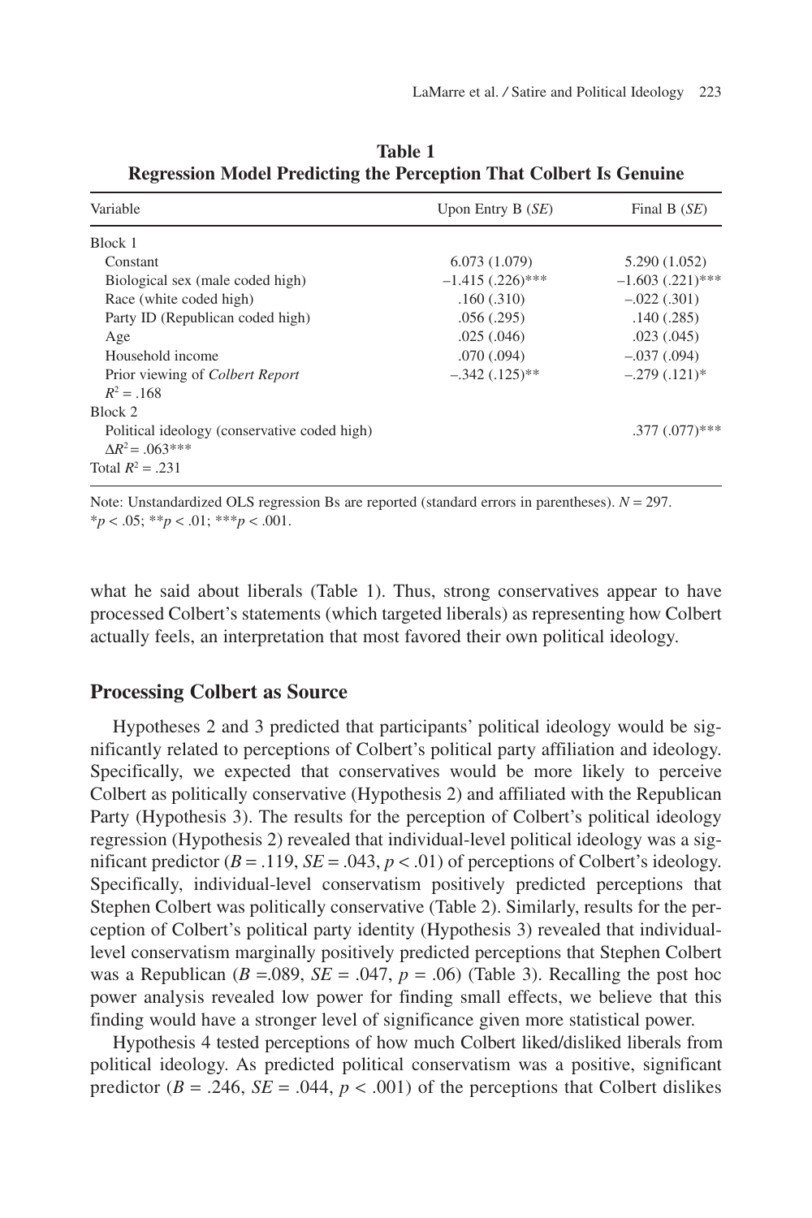**Table 1**
**Regression Model Predicting the Perception That Colbert Is Genuine**

| Variable | Upon Entry B (*SE*) | Final B (*SE*) |
|---|---|---|
| Block 1 | | |
| Constant | 6.073 (1.079) | 5.290 (1.052) |
| Biological sex (male coded high) | –1.415 (.226)*** | –1.603 (.221)*** |
| Race (white coded high) | .160 (.310) | –.022 (.301) |
| Party ID (Republican coded high) | .056 (.295) | .140 (.285) |
| Age | .025 (.046) | .023 (.045) |
| Household income | .070 (.094) | –.037 (.094) |
| Prior viewing of *Colbert Report* | –.342 (.125)** | –.279 (.121)* |
| $R^2 = .168$ | | |
| Block 2 | | |
| Political ideology (conservative coded high) | | .377 (.077)*** |
| $\Delta R^2 = .063$*** | | |
| Total $R^2 = .231$ | | |

Note: Unstandardized OLS regression Bs are reported (standard errors in parentheses). $N = 297$.
*$p < .05$; **$p < .01$; ***$p < .001$.

what he said about liberals (Table 1). Thus, strong conservatives appear to have processed Colbert's statements (which targeted liberals) as representing how Colbert actually feels, an interpretation that most favored their own political ideology.

## Processing Colbert as Source

Hypotheses 2 and 3 predicted that participants' political ideology would be significantly related to perceptions of Colbert's political party affiliation and ideology. Specifically, we expected that conservatives would be more likely to perceive Colbert as politically conservative (Hypothesis 2) and affiliated with the Republican Party (Hypothesis 3). The results for the perception of Colbert's political ideology regression (Hypothesis 2) revealed that individual-level political ideology was a significant predictor ($B = .119$, $SE = .043$, $p < .01$) of perceptions of Colbert's ideology. Specifically, individual-level conservatism positively predicted perceptions that Stephen Colbert was politically conservative (Table 2). Similarly, results for the perception of Colbert's political party identity (Hypothesis 3) revealed that individual-level conservatism marginally positively predicted perceptions that Stephen Colbert was a Republican ($B = .089$, $SE = .047$, $p = .06$) (Table 3). Recalling the post hoc power analysis revealed low power for finding small effects, we believe that this finding would have a stronger level of significance given more statistical power.

Hypothesis 4 tested perceptions of how much Colbert liked/disliked liberals from political ideology. As predicted political conservatism was a positive, significant predictor ($B = .246$, $SE = .044$, $p < .001$) of the perceptions that Colbert dislikes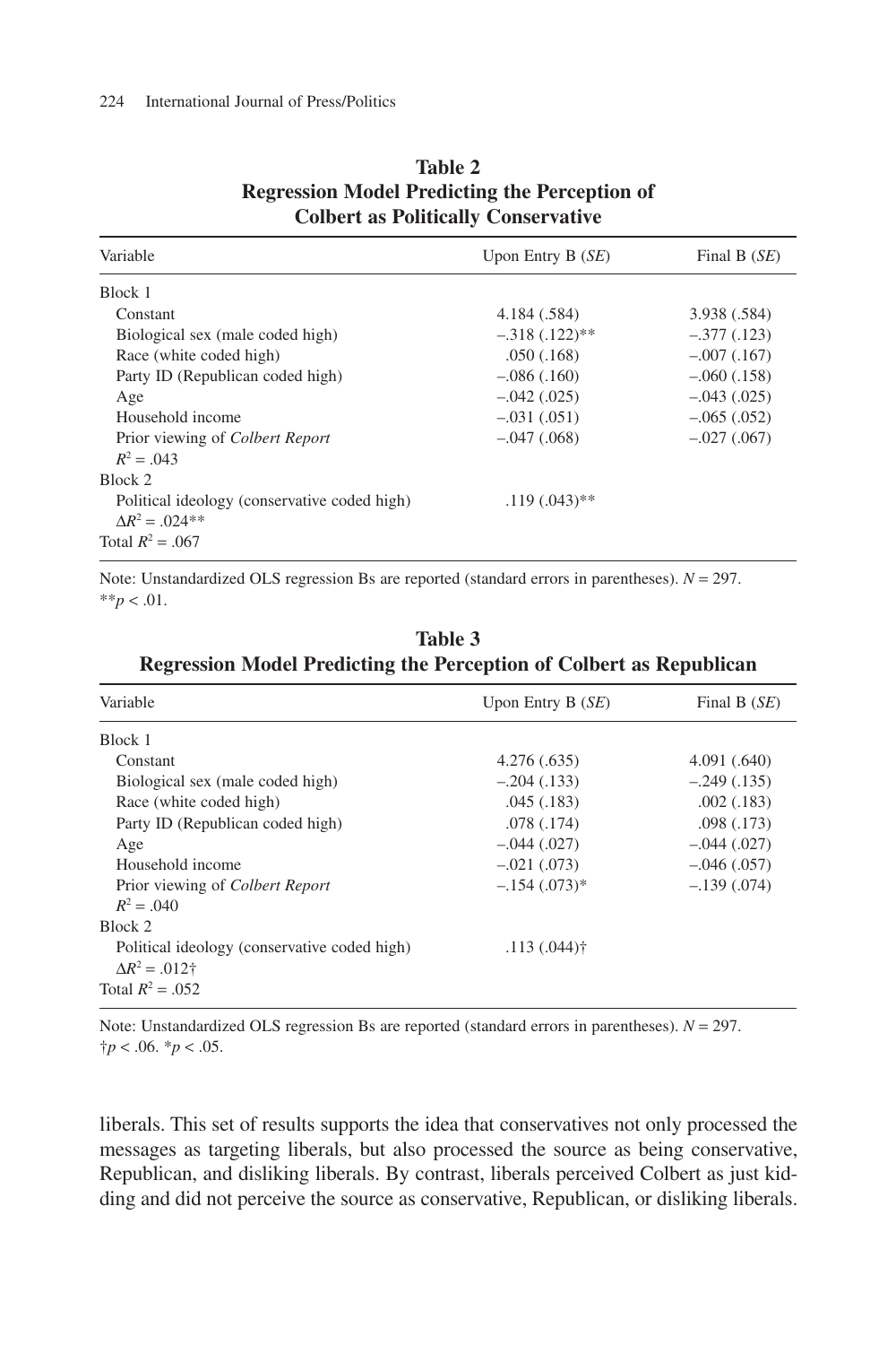**Table 2**
**Regression Model Predicting the Perception of Colbert as Politically Conservative**

| Variable | Upon Entry B (*SE*) | Final B (*SE*) |
|---|---|---|
| Block 1 | | |
| Constant | 4.184 (.584) | 3.938 (.584) |
| Biological sex (male coded high) | –.318 (.122)** | –.377 (.123) |
| Race (white coded high) | .050 (.168) | –.007 (.167) |
| Party ID (Republican coded high) | –.086 (.160) | –.060 (.158) |
| Age | –.042 (.025) | –.043 (.025) |
| Household income | –.031 (.051) | –.065 (.052) |
| Prior viewing of *Colbert Report* | –.047 (.068) | –.027 (.067) |
| $R^2 = .043$ | | |
| Block 2 | | |
| Political ideology (conservative coded high) | .119 (.043)** | |
| $\Delta R^2 = .024$** | | |
| Total $R^2 = .067$ | | |

Note: Unstandardized OLS regression Bs are reported (standard errors in parentheses). $N = 297$.
**$p < .01$.

**Table 3**
**Regression Model Predicting the Perception of Colbert as Republican**

| Variable | Upon Entry B (*SE*) | Final B (*SE*) |
|---|---|---|
| Block 1 | | |
| Constant | 4.276 (.635) | 4.091 (.640) |
| Biological sex (male coded high) | –.204 (.133) | –.249 (.135) |
| Race (white coded high) | .045 (.183) | .002 (.183) |
| Party ID (Republican coded high) | .078 (.174) | .098 (.173) |
| Age | –.044 (.027) | –.044 (.027) |
| Household income | –.021 (.073) | –.046 (.057) |
| Prior viewing of *Colbert Report* | –.154 (.073)* | –.139 (.074) |
| $R^2 = .040$ | | |
| Block 2 | | |
| Political ideology (conservative coded high) | .113 (.044)† | |
| $\Delta R^2 = .012$† | | |
| Total $R^2 = .052$ | | |

Note: Unstandardized OLS regression Bs are reported (standard errors in parentheses). $N = 297$.
†$p < .06$. *$p < .05$.

liberals. This set of results supports the idea that conservatives not only processed the messages as targeting liberals, but also processed the source as being conservative, Republican, and disliking liberals. By contrast, liberals perceived Colbert as just kidding and did not perceive the source as conservative, Republican, or disliking liberals.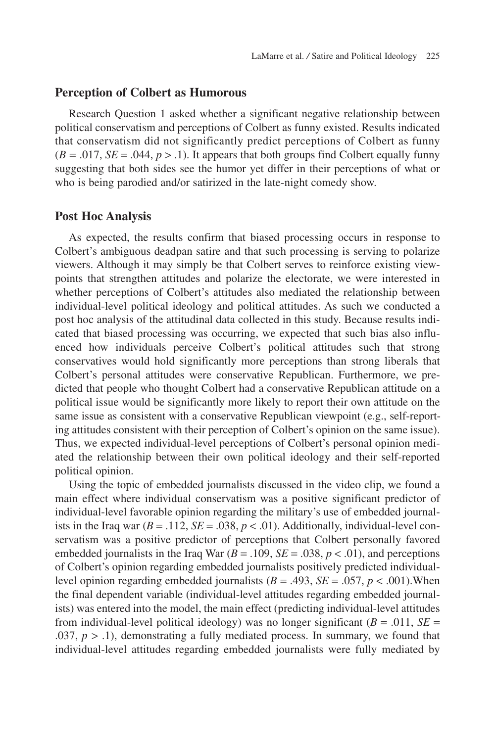### Perception of Colbert as Humorous

Research Question 1 asked whether a significant negative relationship between political conservatism and perceptions of Colbert as funny existed. Results indicated that conservatism did not significantly predict perceptions of Colbert as funny ($B = .017$, $SE = .044$, $p > .1$). It appears that both groups find Colbert equally funny suggesting that both sides see the humor yet differ in their perceptions of what or who is being parodied and/or satirized in the late-night comedy show.

### Post Hoc Analysis

As expected, the results confirm that biased processing occurs in response to Colbert's ambiguous deadpan satire and that such processing is serving to polarize viewers. Although it may simply be that Colbert serves to reinforce existing viewpoints that strengthen attitudes and polarize the electorate, we were interested in whether perceptions of Colbert's attitudes also mediated the relationship between individual-level political ideology and political attitudes. As such we conducted a post hoc analysis of the attitudinal data collected in this study. Because results indicated that biased processing was occurring, we expected that such bias also influenced how individuals perceive Colbert's political attitudes such that strong conservatives would hold significantly more perceptions than strong liberals that Colbert's personal attitudes were conservative Republican. Furthermore, we predicted that people who thought Colbert had a conservative Republican attitude on a political issue would be significantly more likely to report their own attitude on the same issue as consistent with a conservative Republican viewpoint (e.g., self-reporting attitudes consistent with their perception of Colbert's opinion on the same issue). Thus, we expected individual-level perceptions of Colbert's personal opinion mediated the relationship between their own political ideology and their self-reported political opinion.

Using the topic of embedded journalists discussed in the video clip, we found a main effect where individual conservatism was a positive significant predictor of individual-level favorable opinion regarding the military's use of embedded journalists in the Iraq war ($B = .112$, $SE = .038$, $p < .01$). Additionally, individual-level conservatism was a positive predictor of perceptions that Colbert personally favored embedded journalists in the Iraq War ($B = .109$, $SE = .038$, $p < .01$), and perceptions of Colbert's opinion regarding embedded journalists positively predicted individual-level opinion regarding embedded journalists ($B = .493$, $SE = .057$, $p < .001$).When the final dependent variable (individual-level attitudes regarding embedded journalists) was entered into the model, the main effect (predicting individual-level attitudes from individual-level political ideology) was no longer significant ($B = .011$, $SE = .037$, $p > .1$), demonstrating a fully mediated process. In summary, we found that individual-level attitudes regarding embedded journalists were fully mediated by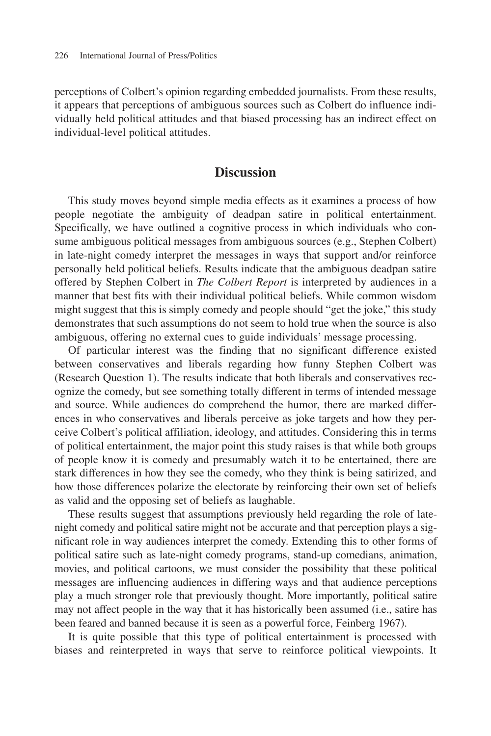perceptions of Colbert's opinion regarding embedded journalists. From these results, it appears that perceptions of ambiguous sources such as Colbert do influence individually held political attitudes and that biased processing has an indirect effect on individual-level political attitudes.

## Discussion

This study moves beyond simple media effects as it examines a process of how people negotiate the ambiguity of deadpan satire in political entertainment. Specifically, we have outlined a cognitive process in which individuals who consume ambiguous political messages from ambiguous sources (e.g., Stephen Colbert) in late-night comedy interpret the messages in ways that support and/or reinforce personally held political beliefs. Results indicate that the ambiguous deadpan satire offered by Stephen Colbert in *The Colbert Report* is interpreted by audiences in a manner that best fits with their individual political beliefs. While common wisdom might suggest that this is simply comedy and people should "get the joke," this study demonstrates that such assumptions do not seem to hold true when the source is also ambiguous, offering no external cues to guide individuals' message processing.

Of particular interest was the finding that no significant difference existed between conservatives and liberals regarding how funny Stephen Colbert was (Research Question 1). The results indicate that both liberals and conservatives recognize the comedy, but see something totally different in terms of intended message and source. While audiences do comprehend the humor, there are marked differences in who conservatives and liberals perceive as joke targets and how they perceive Colbert's political affiliation, ideology, and attitudes. Considering this in terms of political entertainment, the major point this study raises is that while both groups of people know it is comedy and presumably watch it to be entertained, there are stark differences in how they see the comedy, who they think is being satirized, and how those differences polarize the electorate by reinforcing their own set of beliefs as valid and the opposing set of beliefs as laughable.

These results suggest that assumptions previously held regarding the role of late-night comedy and political satire might not be accurate and that perception plays a significant role in way audiences interpret the comedy. Extending this to other forms of political satire such as late-night comedy programs, stand-up comedians, animation, movies, and political cartoons, we must consider the possibility that these political messages are influencing audiences in differing ways and that audience perceptions play a much stronger role that previously thought. More importantly, political satire may not affect people in the way that it has historically been assumed (i.e., satire has been feared and banned because it is seen as a powerful force, Feinberg 1967).

It is quite possible that this type of political entertainment is processed with biases and reinterpreted in ways that serve to reinforce political viewpoints. It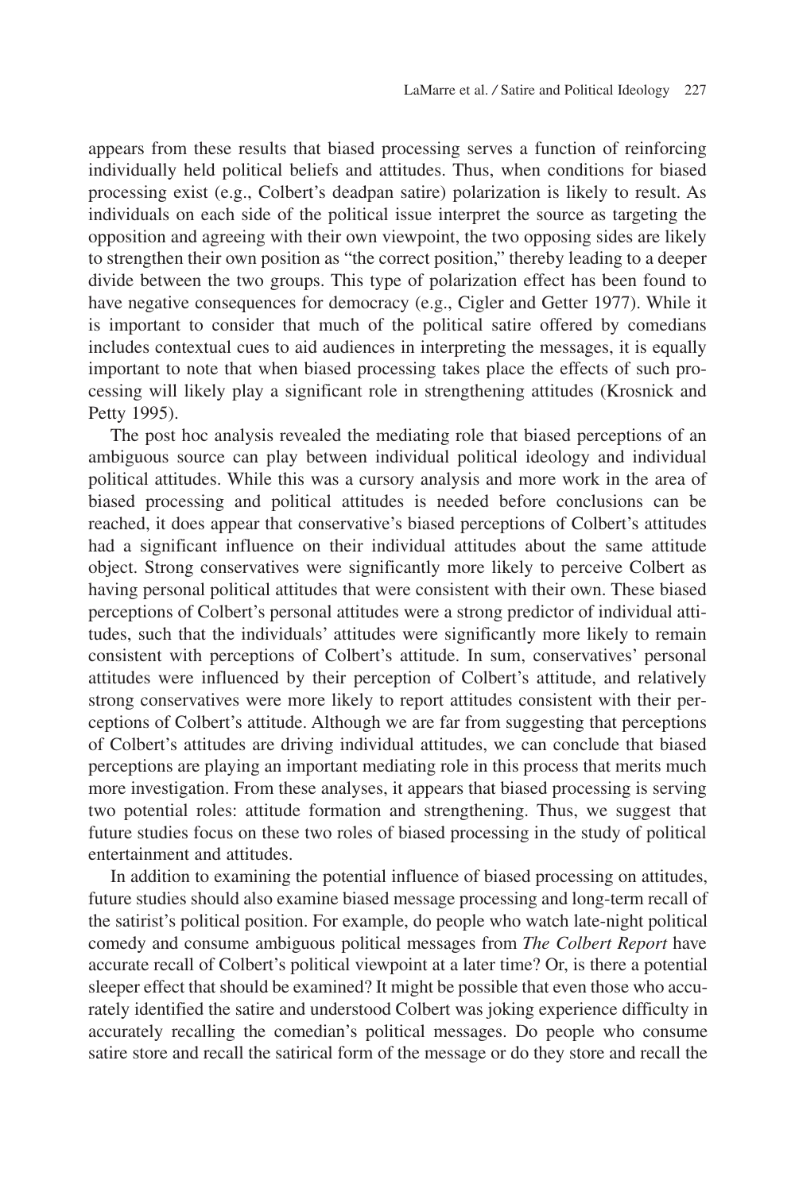appears from these results that biased processing serves a function of reinforcing individually held political beliefs and attitudes. Thus, when conditions for biased processing exist (e.g., Colbert's deadpan satire) polarization is likely to result. As individuals on each side of the political issue interpret the source as targeting the opposition and agreeing with their own viewpoint, the two opposing sides are likely to strengthen their own position as "the correct position," thereby leading to a deeper divide between the two groups. This type of polarization effect has been found to have negative consequences for democracy (e.g., Cigler and Getter 1977). While it is important to consider that much of the political satire offered by comedians includes contextual cues to aid audiences in interpreting the messages, it is equally important to note that when biased processing takes place the effects of such processing will likely play a significant role in strengthening attitudes (Krosnick and Petty 1995).

The post hoc analysis revealed the mediating role that biased perceptions of an ambiguous source can play between individual political ideology and individual political attitudes. While this was a cursory analysis and more work in the area of biased processing and political attitudes is needed before conclusions can be reached, it does appear that conservative's biased perceptions of Colbert's attitudes had a significant influence on their individual attitudes about the same attitude object. Strong conservatives were significantly more likely to perceive Colbert as having personal political attitudes that were consistent with their own. These biased perceptions of Colbert's personal attitudes were a strong predictor of individual attitudes, such that the individuals' attitudes were significantly more likely to remain consistent with perceptions of Colbert's attitude. In sum, conservatives' personal attitudes were influenced by their perception of Colbert's attitude, and relatively strong conservatives were more likely to report attitudes consistent with their perceptions of Colbert's attitude. Although we are far from suggesting that perceptions of Colbert's attitudes are driving individual attitudes, we can conclude that biased perceptions are playing an important mediating role in this process that merits much more investigation. From these analyses, it appears that biased processing is serving two potential roles: attitude formation and strengthening. Thus, we suggest that future studies focus on these two roles of biased processing in the study of political entertainment and attitudes.

In addition to examining the potential influence of biased processing on attitudes, future studies should also examine biased message processing and long-term recall of the satirist's political position. For example, do people who watch late-night political comedy and consume ambiguous political messages from *The Colbert Report* have accurate recall of Colbert's political viewpoint at a later time? Or, is there a potential sleeper effect that should be examined? It might be possible that even those who accurately identified the satire and understood Colbert was joking experience difficulty in accurately recalling the comedian's political messages. Do people who consume satire store and recall the satirical form of the message or do they store and recall the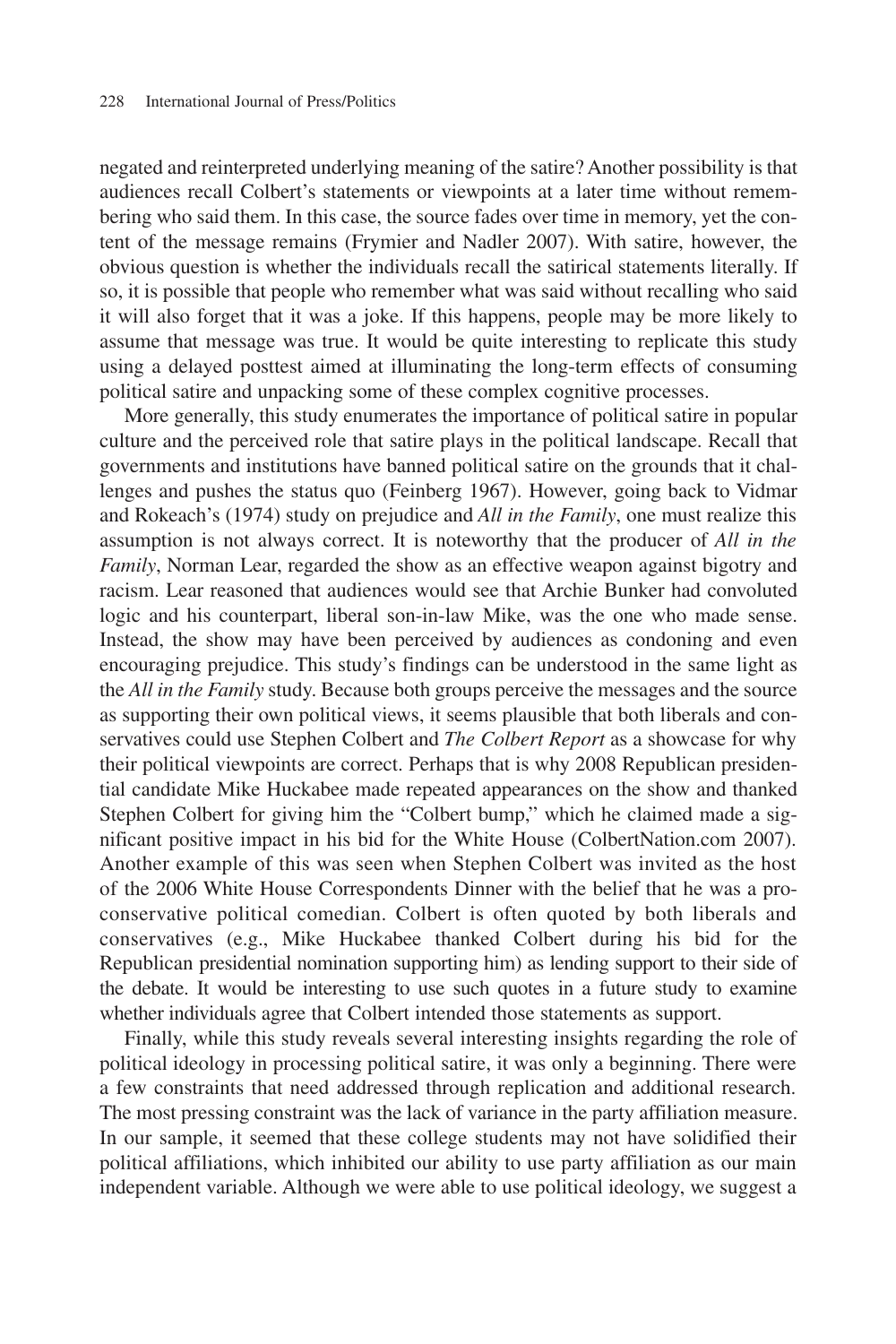negated and reinterpreted underlying meaning of the satire? Another possibility is that audiences recall Colbert's statements or viewpoints at a later time without remembering who said them. In this case, the source fades over time in memory, yet the content of the message remains (Frymier and Nadler 2007). With satire, however, the obvious question is whether the individuals recall the satirical statements literally. If so, it is possible that people who remember what was said without recalling who said it will also forget that it was a joke. If this happens, people may be more likely to assume that message was true. It would be quite interesting to replicate this study using a delayed posttest aimed at illuminating the long-term effects of consuming political satire and unpacking some of these complex cognitive processes.

More generally, this study enumerates the importance of political satire in popular culture and the perceived role that satire plays in the political landscape. Recall that governments and institutions have banned political satire on the grounds that it challenges and pushes the status quo (Feinberg 1967). However, going back to Vidmar and Rokeach's (1974) study on prejudice and *All in the Family*, one must realize this assumption is not always correct. It is noteworthy that the producer of *All in the Family*, Norman Lear, regarded the show as an effective weapon against bigotry and racism. Lear reasoned that audiences would see that Archie Bunker had convoluted logic and his counterpart, liberal son-in-law Mike, was the one who made sense. Instead, the show may have been perceived by audiences as condoning and even encouraging prejudice. This study's findings can be understood in the same light as the *All in the Family* study. Because both groups perceive the messages and the source as supporting their own political views, it seems plausible that both liberals and conservatives could use Stephen Colbert and *The Colbert Report* as a showcase for why their political viewpoints are correct. Perhaps that is why 2008 Republican presidential candidate Mike Huckabee made repeated appearances on the show and thanked Stephen Colbert for giving him the "Colbert bump," which he claimed made a significant positive impact in his bid for the White House (ColbertNation.com 2007). Another example of this was seen when Stephen Colbert was invited as the host of the 2006 White House Correspondents Dinner with the belief that he was a pro-conservative political comedian. Colbert is often quoted by both liberals and conservatives (e.g., Mike Huckabee thanked Colbert during his bid for the Republican presidential nomination supporting him) as lending support to their side of the debate. It would be interesting to use such quotes in a future study to examine whether individuals agree that Colbert intended those statements as support.

Finally, while this study reveals several interesting insights regarding the role of political ideology in processing political satire, it was only a beginning. There were a few constraints that need addressed through replication and additional research. The most pressing constraint was the lack of variance in the party affiliation measure. In our sample, it seemed that these college students may not have solidified their political affiliations, which inhibited our ability to use party affiliation as our main independent variable. Although we were able to use political ideology, we suggest a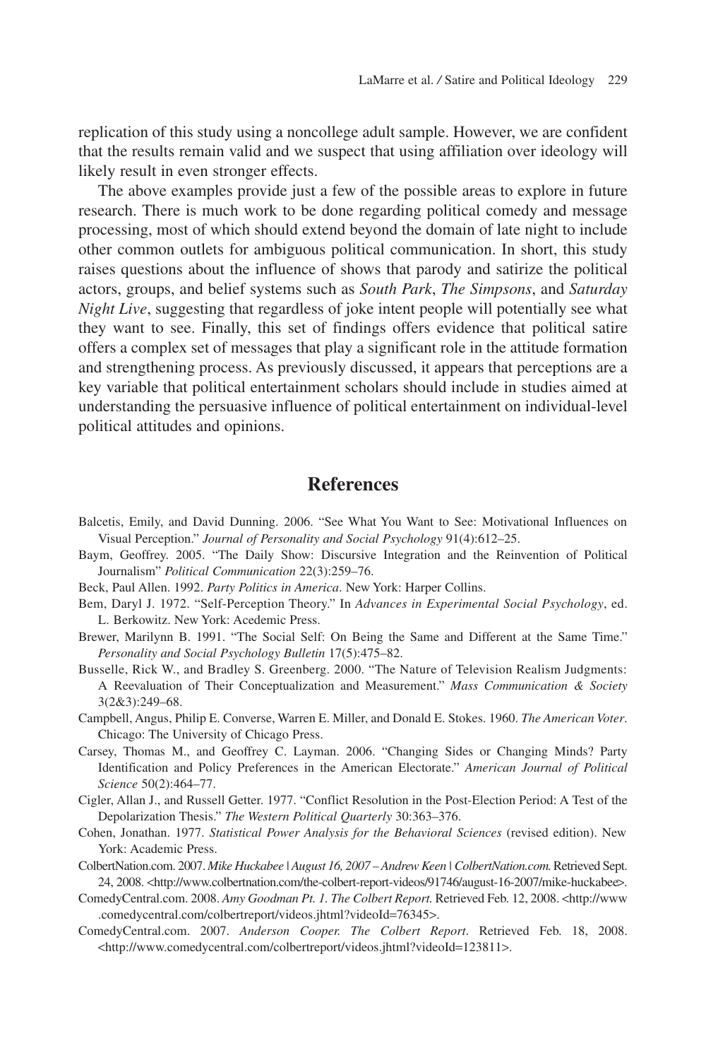replication of this study using a noncollege adult sample. However, we are confident that the results remain valid and we suspect that using affiliation over ideology will likely result in even stronger effects.

The above examples provide just a few of the possible areas to explore in future research. There is much work to be done regarding political comedy and message processing, most of which should extend beyond the domain of late night to include other common outlets for ambiguous political communication. In short, this study raises questions about the influence of shows that parody and satirize the political actors, groups, and belief systems such as *South Park*, *The Simpsons*, and *Saturday Night Live*, suggesting that regardless of joke intent people will potentially see what they want to see. Finally, this set of findings offers evidence that political satire offers a complex set of messages that play a significant role in the attitude formation and strengthening process. As previously discussed, it appears that perceptions are a key variable that political entertainment scholars should include in studies aimed at understanding the persuasive influence of political entertainment on individual-level political attitudes and opinions.

## References

Balcetis, Emily, and David Dunning. 2006. "See What You Want to See: Motivational Influences on Visual Perception." *Journal of Personality and Social Psychology* 91(4):612–25.

Baym, Geoffrey. 2005. "The Daily Show: Discursive Integration and the Reinvention of Political Journalism" *Political Communication* 22(3):259–76.

Beck, Paul Allen. 1992. *Party Politics in America*. New York: Harper Collins.

Bem, Daryl J. 1972. "Self-Perception Theory." In *Advances in Experimental Social Psychology*, ed. L. Berkowitz. New York: Acedemic Press.

Brewer, Marilynn B. 1991. "The Social Self: On Being the Same and Different at the Same Time." *Personality and Social Psychology Bulletin* 17(5):475–82.

Busselle, Rick W., and Bradley S. Greenberg. 2000. "The Nature of Television Realism Judgments: A Reevaluation of Their Conceptualization and Measurement." *Mass Communication & Society* 3(2&3):249–68.

Campbell, Angus, Philip E. Converse, Warren E. Miller, and Donald E. Stokes. 1960. *The American Voter*. Chicago: The University of Chicago Press.

Carsey, Thomas M., and Geoffrey C. Layman. 2006. "Changing Sides or Changing Minds? Party Identification and Policy Preferences in the American Electorate." *American Journal of Political Science* 50(2):464–77.

Cigler, Allan J., and Russell Getter. 1977. "Conflict Resolution in the Post-Election Period: A Test of the Depolarization Thesis." *The Western Political Quarterly* 30:363–376.

Cohen, Jonathan. 1977. *Statistical Power Analysis for the Behavioral Sciences* (revised edition). New York: Academic Press.

ColbertNation.com. 2007. *Mike Huckabee | August 16, 2007 – Andrew Keen | ColbertNation.com.* Retrieved Sept. 24, 2008. <http://www.colbertnation.com/the-colbert-report-videos/91746/august-16-2007/mike-huckabee>.

ComedyCentral.com. 2008. *Amy Goodman Pt. 1. The Colbert Report.* Retrieved Feb. 12, 2008. <http://www.comedycentral.com/colbertreport/videos.jhtml?videoId=76345>.

ComedyCentral.com. 2007. *Anderson Cooper. The Colbert Report*. Retrieved Feb. 18, 2008. <http://www.comedycentral.com/colbertreport/videos.jhtml?videoId=123811>.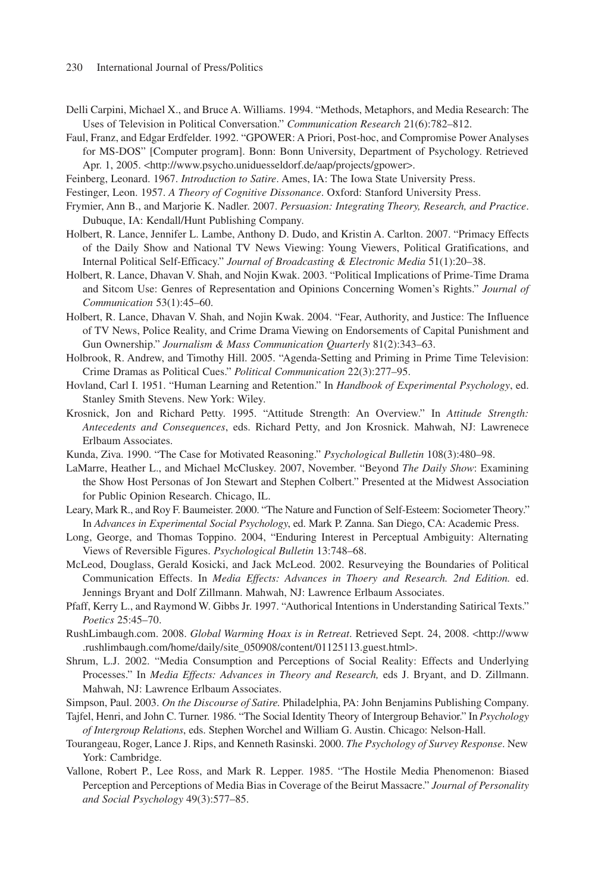Delli Carpini, Michael X., and Bruce A. Williams. 1994. "Methods, Metaphors, and Media Research: The Uses of Television in Political Conversation." *Communication Research* 21(6):782–812.

Faul, Franz, and Edgar Erdfelder. 1992. "GPOWER: A Priori, Post-hoc, and Compromise Power Analyses for MS-DOS" [Computer program]. Bonn: Bonn University, Department of Psychology. Retrieved Apr. 1, 2005. <http://www.psycho.uniduesseldorf.de/aap/projects/gpower>.

Feinberg, Leonard. 1967. *Introduction to Satire*. Ames, IA: The Iowa State University Press.

Festinger, Leon. 1957. *A Theory of Cognitive Dissonance*. Oxford: Stanford University Press.

Frymier, Ann B., and Marjorie K. Nadler. 2007. *Persuasion: Integrating Theory, Research, and Practice*. Dubuque, IA: Kendall/Hunt Publishing Company.

Holbert, R. Lance, Jennifer L. Lambe, Anthony D. Dudo, and Kristin A. Carlton. 2007. "Primacy Effects of the Daily Show and National TV News Viewing: Young Viewers, Political Gratifications, and Internal Political Self-Efficacy." *Journal of Broadcasting & Electronic Media* 51(1):20–38.

Holbert, R. Lance, Dhavan V. Shah, and Nojin Kwak. 2003. "Political Implications of Prime-Time Drama and Sitcom Use: Genres of Representation and Opinions Concerning Women's Rights." *Journal of Communication* 53(1):45–60.

Holbert, R. Lance, Dhavan V. Shah, and Nojin Kwak. 2004. "Fear, Authority, and Justice: The Influence of TV News, Police Reality, and Crime Drama Viewing on Endorsements of Capital Punishment and Gun Ownership." *Journalism & Mass Communication Quarterly* 81(2):343–63.

Holbrook, R. Andrew, and Timothy Hill. 2005. "Agenda-Setting and Priming in Prime Time Television: Crime Dramas as Political Cues." *Political Communication* 22(3):277–95.

Hovland, Carl I. 1951. "Human Learning and Retention." In *Handbook of Experimental Psychology*, ed. Stanley Smith Stevens. New York: Wiley.

Krosnick, Jon and Richard Petty. 1995. "Attitude Strength: An Overview." In *Attitude Strength: Antecedents and Consequences*, eds. Richard Petty, and Jon Krosnick. Mahwah, NJ: Lawrenece Erlbaum Associates.

Kunda, Ziva. 1990. "The Case for Motivated Reasoning." *Psychological Bulletin* 108(3):480–98.

LaMarre, Heather L., and Michael McCluskey. 2007, November. "Beyond *The Daily Show*: Examining the Show Host Personas of Jon Stewart and Stephen Colbert." Presented at the Midwest Association for Public Opinion Research. Chicago, IL.

Leary, Mark R., and Roy F. Baumeister. 2000. "The Nature and Function of Self-Esteem: Sociometer Theory." In *Advances in Experimental Social Psychology*, ed. Mark P. Zanna. San Diego, CA: Academic Press.

Long, George, and Thomas Toppino. 2004, "Enduring Interest in Perceptual Ambiguity: Alternating Views of Reversible Figures. *Psychological Bulletin* 13:748–68.

McLeod, Douglass, Gerald Kosicki, and Jack McLeod. 2002. Resurveying the Boundaries of Political Communication Effects. In *Media Effects: Advances in Thoery and Research. 2nd Edition.* ed. Jennings Bryant and Dolf Zillmann. Mahwah, NJ: Lawrence Erlbaum Associates.

Pfaff, Kerry L., and Raymond W. Gibbs Jr. 1997. "Authorical Intentions in Understanding Satirical Texts." *Poetics* 25:45–70.

RushLimbaugh.com. 2008. *Global Warming Hoax is in Retreat*. Retrieved Sept. 24, 2008. <http://www.rushlimbaugh.com/home/daily/site_050908/content/01125113.guest.html>.

Shrum, L.J. 2002. "Media Consumption and Perceptions of Social Reality: Effects and Underlying Processes." In *Media Effects: Advances in Theory and Research,* eds J. Bryant, and D. Zillmann. Mahwah, NJ: Lawrence Erlbaum Associates.

Simpson, Paul. 2003. *On the Discourse of Satire.* Philadelphia, PA: John Benjamins Publishing Company.

Tajfel, Henri, and John C. Turner. 1986. "The Social Identity Theory of Intergroup Behavior." In *Psychology of Intergroup Relations*, eds. Stephen Worchel and William G. Austin. Chicago: Nelson-Hall.

Tourangeau, Roger, Lance J. Rips, and Kenneth Rasinski. 2000. *The Psychology of Survey Response*. New York: Cambridge.

Vallone, Robert P., Lee Ross, and Mark R. Lepper. 1985. "The Hostile Media Phenomenon: Biased Perception and Perceptions of Media Bias in Coverage of the Beirut Massacre." *Journal of Personality and Social Psychology* 49(3):577–85.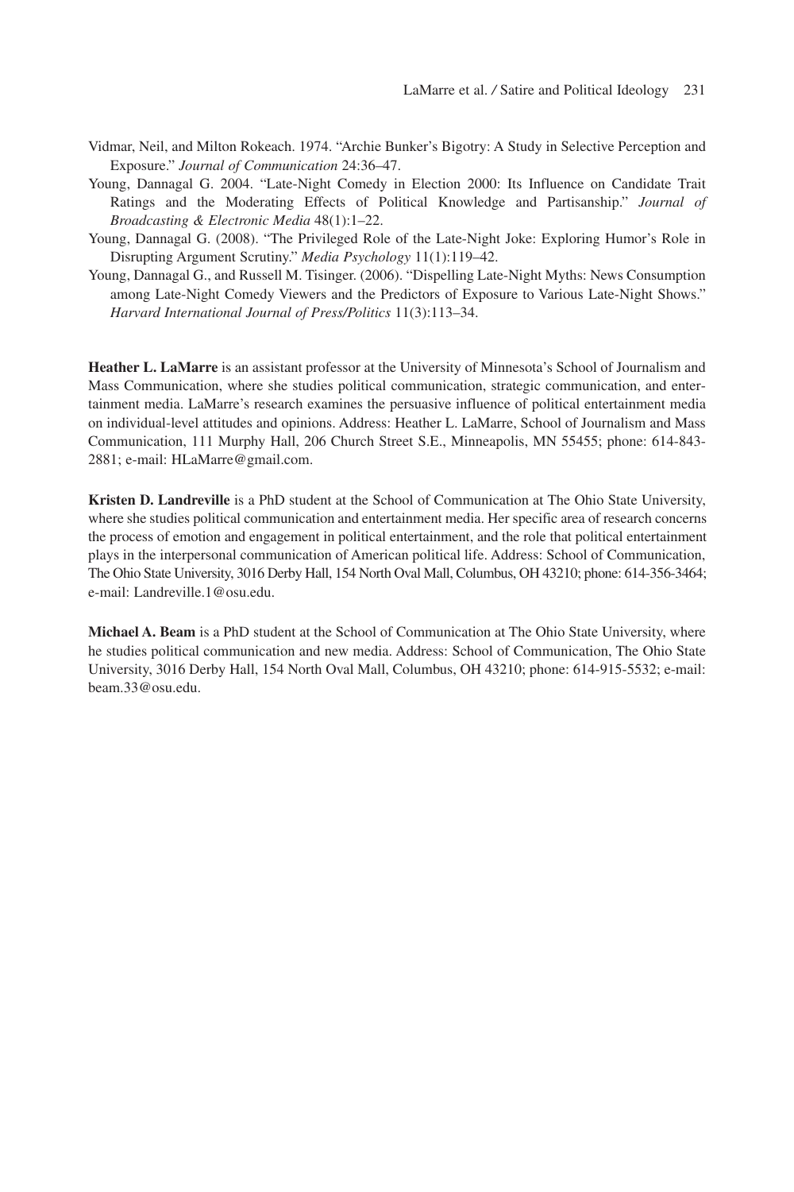Vidmar, Neil, and Milton Rokeach. 1974. "Archie Bunker's Bigotry: A Study in Selective Perception and Exposure." *Journal of Communication* 24:36–47.

Young, Dannagal G. 2004. "Late-Night Comedy in Election 2000: Its Influence on Candidate Trait Ratings and the Moderating Effects of Political Knowledge and Partisanship." *Journal of Broadcasting & Electronic Media* 48(1):1–22.

Young, Dannagal G. (2008). "The Privileged Role of the Late-Night Joke: Exploring Humor's Role in Disrupting Argument Scrutiny." *Media Psychology* 11(1):119–42.

Young, Dannagal G., and Russell M. Tisinger. (2006). "Dispelling Late-Night Myths: News Consumption among Late-Night Comedy Viewers and the Predictors of Exposure to Various Late-Night Shows." *Harvard International Journal of Press/Politics* 11(3):113–34.

**Heather L. LaMarre** is an assistant professor at the University of Minnesota's School of Journalism and Mass Communication, where she studies political communication, strategic communication, and entertainment media. LaMarre's research examines the persuasive influence of political entertainment media on individual-level attitudes and opinions. Address: Heather L. LaMarre, School of Journalism and Mass Communication, 111 Murphy Hall, 206 Church Street S.E., Minneapolis, MN 55455; phone: 614-843-2881; e-mail: HLaMarre@gmail.com.

**Kristen D. Landreville** is a PhD student at the School of Communication at The Ohio State University, where she studies political communication and entertainment media. Her specific area of research concerns the process of emotion and engagement in political entertainment, and the role that political entertainment plays in the interpersonal communication of American political life. Address: School of Communication, The Ohio State University, 3016 Derby Hall, 154 North Oval Mall, Columbus, OH 43210; phone: 614-356-3464; e-mail: Landreville.1@osu.edu.

**Michael A. Beam** is a PhD student at the School of Communication at The Ohio State University, where he studies political communication and new media. Address: School of Communication, The Ohio State University, 3016 Derby Hall, 154 North Oval Mall, Columbus, OH 43210; phone: 614-915-5532; e-mail: beam.33@osu.edu.